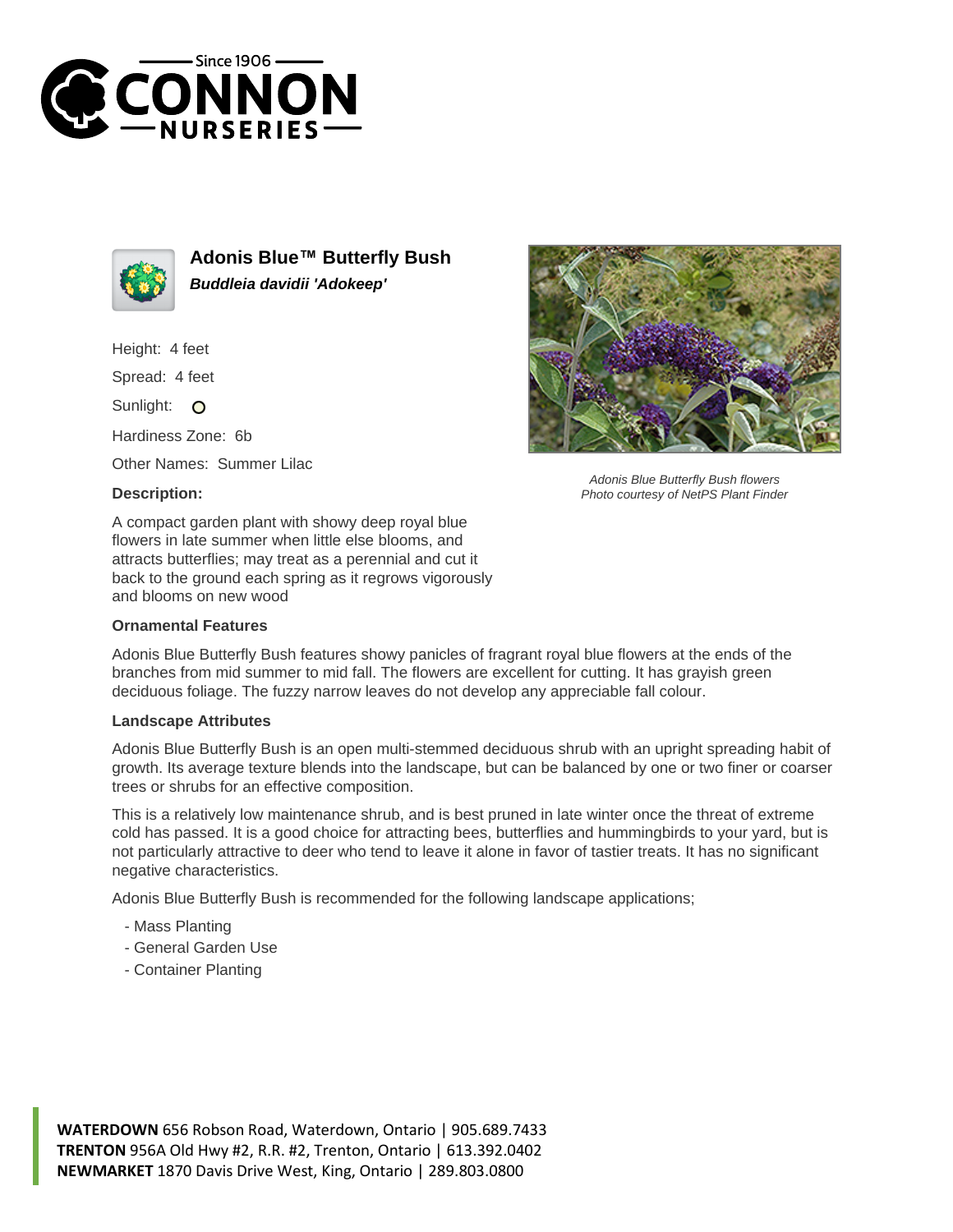# Adonis Blue™ Butterfly Bush

***Buddleia davidii 'Adokeep'***

Height: 4 feet

Spread: 4 feet

Sunlight: O

Hardiness Zone: 6b

Other Names: Summer Lilac

*Adonis Blue Butterfly Bush flowers*
*Photo courtesy of NetPS Plant Finder*

**Description:**

A compact garden plant with showy deep royal blue flowers in late summer when little else blooms, and attracts butterflies; may treat as a perennial and cut it back to the ground each spring as it regrows vigorously and blooms on new wood

**Ornamental Features**

Adonis Blue Butterfly Bush features showy panicles of fragrant royal blue flowers at the ends of the branches from mid summer to mid fall. The flowers are excellent for cutting. It has grayish green deciduous foliage. The fuzzy narrow leaves do not develop any appreciable fall colour.

**Landscape Attributes**

Adonis Blue Butterfly Bush is an open multi-stemmed deciduous shrub with an upright spreading habit of growth. Its average texture blends into the landscape, but can be balanced by one or two finer or coarser trees or shrubs for an effective composition.

This is a relatively low maintenance shrub, and is best pruned in late winter once the threat of extreme cold has passed. It is a good choice for attracting bees, butterflies and hummingbirds to your yard, but is not particularly attractive to deer who tend to leave it alone in favor of tastier treats. It has no significant negative characteristics.

Adonis Blue Butterfly Bush is recommended for the following landscape applications;

- Mass Planting
- General Garden Use
- Container Planting

**WATERDOWN** 656 Robson Road, Waterdown, Ontario | 905.689.7433
**TRENTON** 956A Old Hwy #2, R.R. #2, Trenton, Ontario | 613.392.0402
**NEWMARKET** 1870 Davis Drive West, King, Ontario | 289.803.0800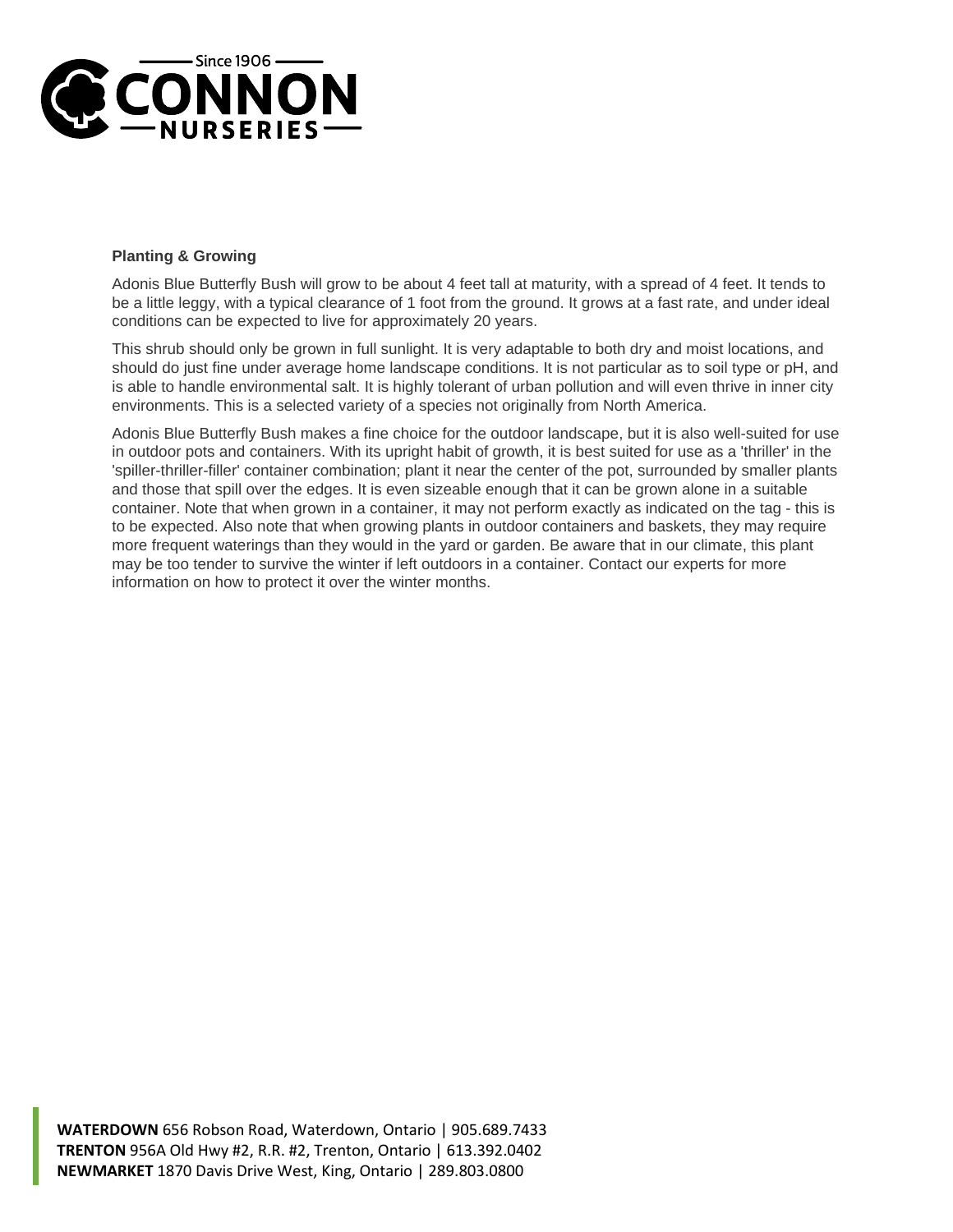### Planting & Growing

Adonis Blue Butterfly Bush will grow to be about 4 feet tall at maturity, with a spread of 4 feet. It tends to be a little leggy, with a typical clearance of 1 foot from the ground. It grows at a fast rate, and under ideal conditions can be expected to live for approximately 20 years.

This shrub should only be grown in full sunlight. It is very adaptable to both dry and moist locations, and should do just fine under average home landscape conditions. It is not particular as to soil type or pH, and is able to handle environmental salt. It is highly tolerant of urban pollution and will even thrive in inner city environments. This is a selected variety of a species not originally from North America.

Adonis Blue Butterfly Bush makes a fine choice for the outdoor landscape, but it is also well-suited for use in outdoor pots and containers. With its upright habit of growth, it is best suited for use as a 'thriller' in the 'spiller-thriller-filler' container combination; plant it near the center of the pot, surrounded by smaller plants and those that spill over the edges. It is even sizeable enough that it can be grown alone in a suitable container. Note that when grown in a container, it may not perform exactly as indicated on the tag - this is to be expected. Also note that when growing plants in outdoor containers and baskets, they may require more frequent waterings than they would in the yard or garden. Be aware that in our climate, this plant may be too tender to survive the winter if left outdoors in a container. Contact our experts for more information on how to protect it over the winter months.